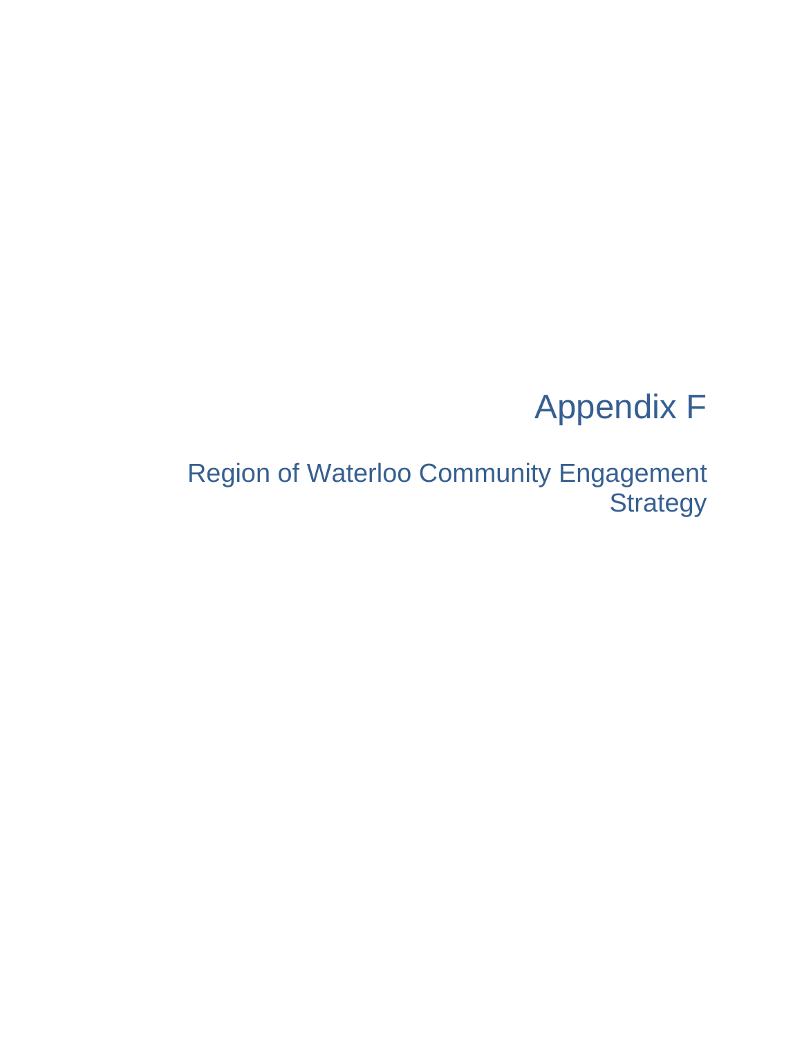# Appendix F

## Region of Waterloo Community Engagement Strategy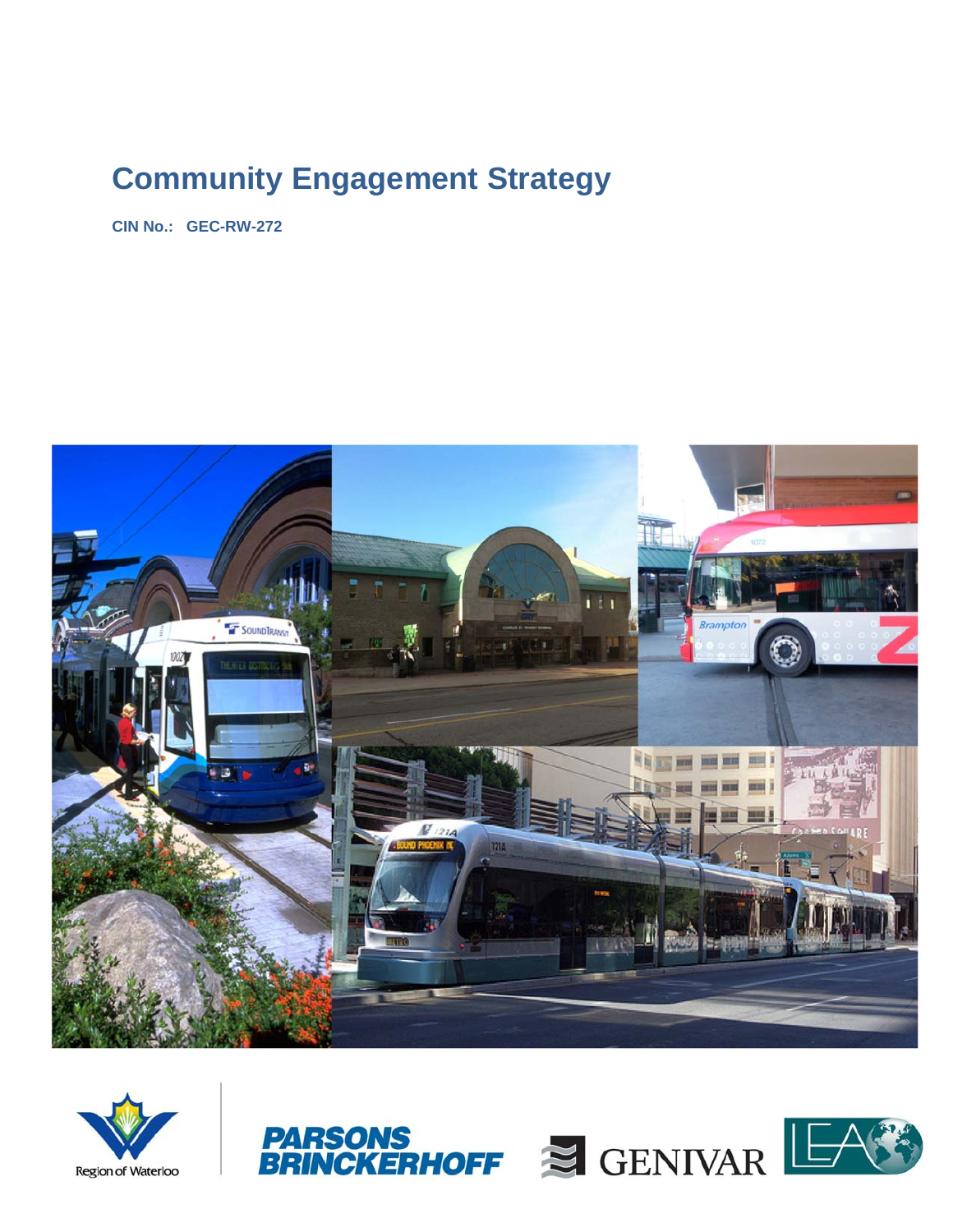# Community Engagement Strategy

**CIN No.: GEC-RW-272**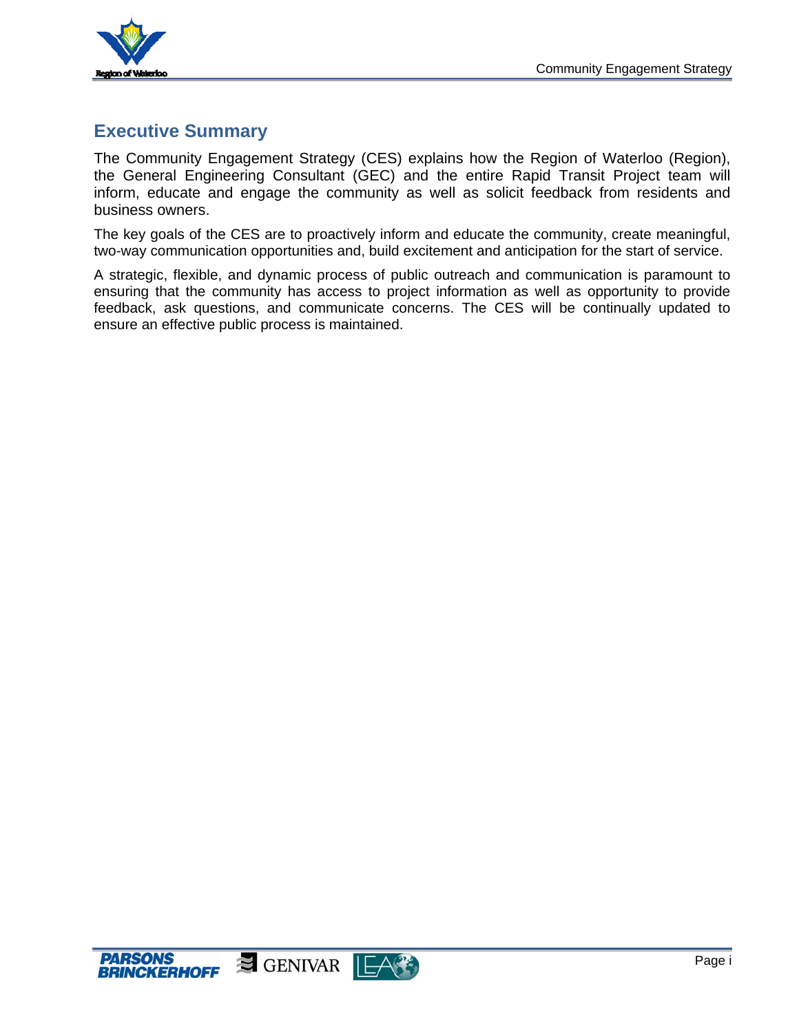# Executive Summary

The Community Engagement Strategy (CES) explains how the Region of Waterloo (Region), the General Engineering Consultant (GEC) and the entire Rapid Transit Project team will inform, educate and engage the community as well as solicit feedback from residents and business owners.

The key goals of the CES are to proactively inform and educate the community, create meaningful, two-way communication opportunities and, build excitement and anticipation for the start of service.

A strategic, flexible, and dynamic process of public outreach and communication is paramount to ensuring that the community has access to project information as well as opportunity to provide feedback, ask questions, and communicate concerns. The CES will be continually updated to ensure an effective public process is maintained.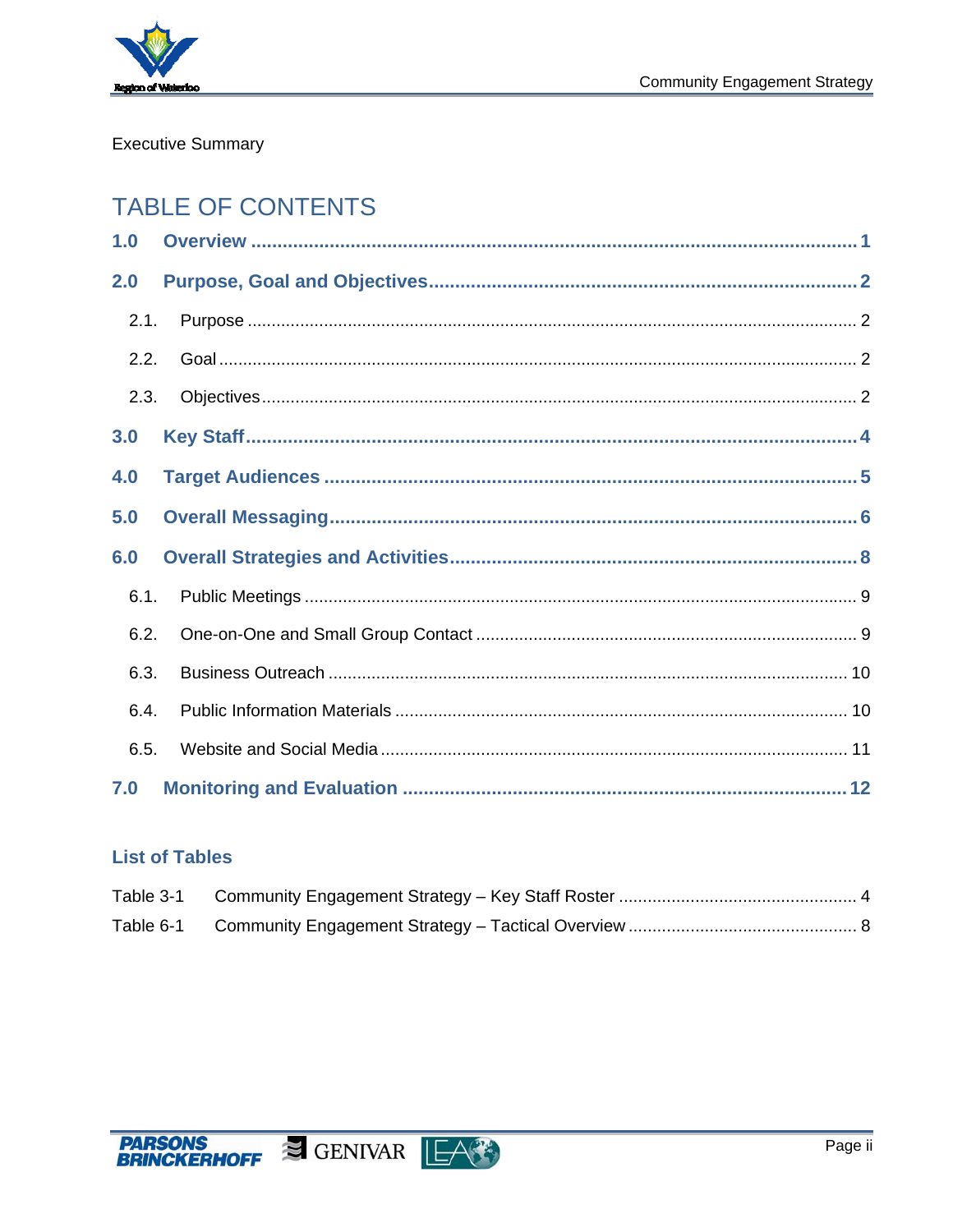Executive Summary

# TABLE OF CONTENTS

**1.0 Overview ..... 1**

**2.0 Purpose, Goal and Objectives ..... 2**

2.1. Purpose ..... 2

2.2. Goal ..... 2

2.3. Objectives ..... 2

**3.0 Key Staff ..... 4**

**4.0 Target Audiences ..... 5**

**5.0 Overall Messaging ..... 6**

**6.0 Overall Strategies and Activities ..... 8**

6.1. Public Meetings ..... 9

6.2. One-on-One and Small Group Contact ..... 9

6.3. Business Outreach ..... 10

6.4. Public Information Materials ..... 10

6.5. Website and Social Media ..... 11

**7.0 Monitoring and Evaluation ..... 12**

## List of Tables

Table 3-1 Community Engagement Strategy – Key Staff Roster ..... 4

Table 6-1 Community Engagement Strategy – Tactical Overview ..... 8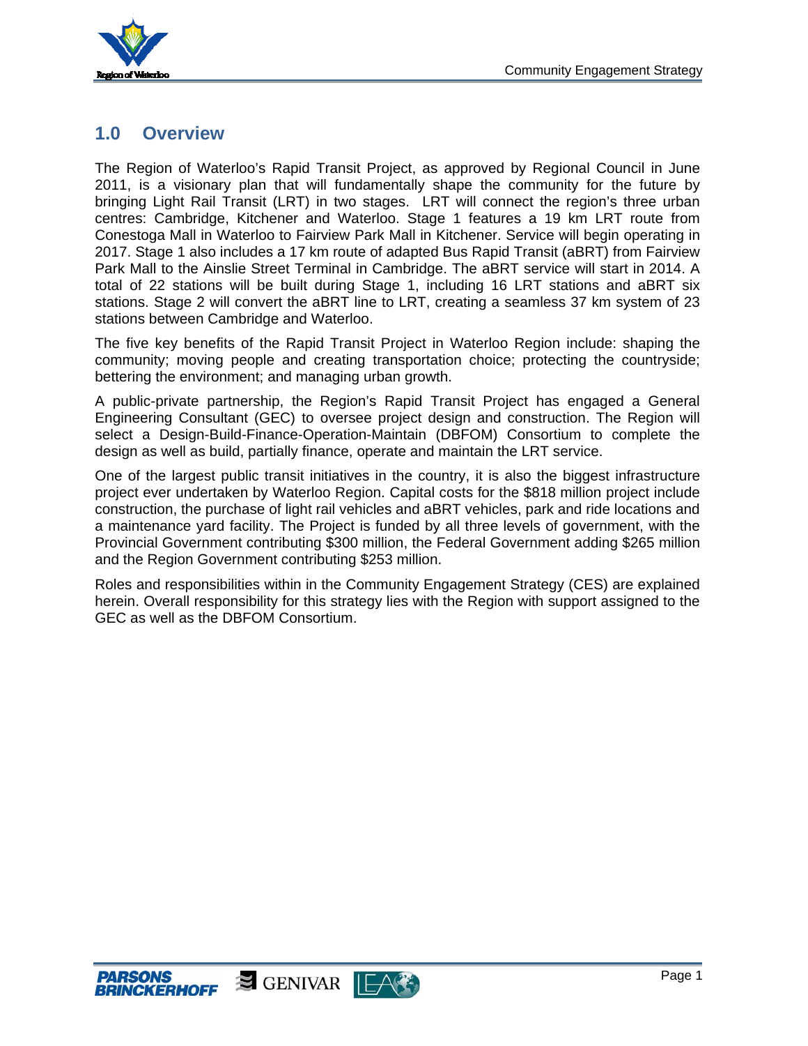## 1.0 Overview

The Region of Waterloo's Rapid Transit Project, as approved by Regional Council in June 2011, is a visionary plan that will fundamentally shape the community for the future by bringing Light Rail Transit (LRT) in two stages. LRT will connect the region's three urban centres: Cambridge, Kitchener and Waterloo. Stage 1 features a 19 km LRT route from Conestoga Mall in Waterloo to Fairview Park Mall in Kitchener. Service will begin operating in 2017. Stage 1 also includes a 17 km route of adapted Bus Rapid Transit (aBRT) from Fairview Park Mall to the Ainslie Street Terminal in Cambridge. The aBRT service will start in 2014. A total of 22 stations will be built during Stage 1, including 16 LRT stations and aBRT six stations. Stage 2 will convert the aBRT line to LRT, creating a seamless 37 km system of 23 stations between Cambridge and Waterloo.

The five key benefits of the Rapid Transit Project in Waterloo Region include: shaping the community; moving people and creating transportation choice; protecting the countryside; bettering the environment; and managing urban growth.

A public-private partnership, the Region's Rapid Transit Project has engaged a General Engineering Consultant (GEC) to oversee project design and construction. The Region will select a Design-Build-Finance-Operation-Maintain (DBFOM) Consortium to complete the design as well as build, partially finance, operate and maintain the LRT service.

One of the largest public transit initiatives in the country, it is also the biggest infrastructure project ever undertaken by Waterloo Region. Capital costs for the $818 million project include construction, the purchase of light rail vehicles and aBRT vehicles, park and ride locations and a maintenance yard facility. The Project is funded by all three levels of government, with the Provincial Government contributing $300 million, the Federal Government adding $265 million and the Region Government contributing $253 million.

Roles and responsibilities within in the Community Engagement Strategy (CES) are explained herein. Overall responsibility for this strategy lies with the Region with support assigned to the GEC as well as the DBFOM Consortium.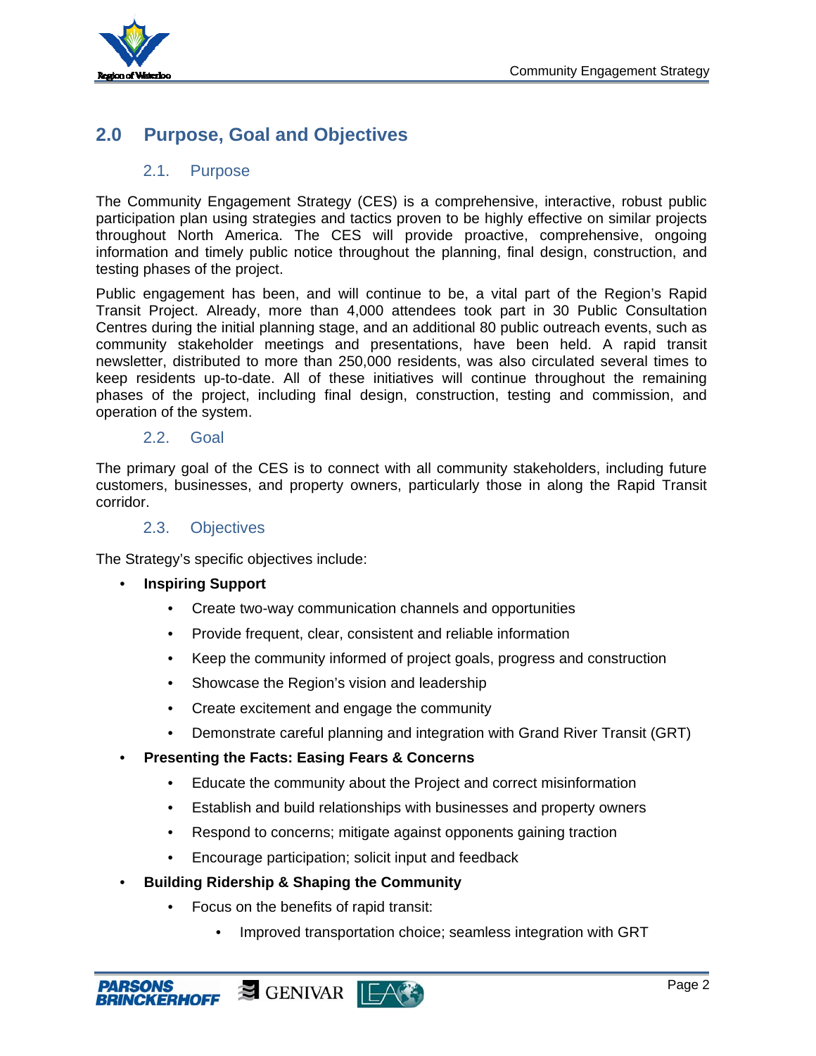## 2.0 Purpose, Goal and Objectives

### 2.1. Purpose

The Community Engagement Strategy (CES) is a comprehensive, interactive, robust public participation plan using strategies and tactics proven to be highly effective on similar projects throughout North America. The CES will provide proactive, comprehensive, ongoing information and timely public notice throughout the planning, final design, construction, and testing phases of the project.

Public engagement has been, and will continue to be, a vital part of the Region's Rapid Transit Project. Already, more than 4,000 attendees took part in 30 Public Consultation Centres during the initial planning stage, and an additional 80 public outreach events, such as community stakeholder meetings and presentations, have been held. A rapid transit newsletter, distributed to more than 250,000 residents, was also circulated several times to keep residents up-to-date. All of these initiatives will continue throughout the remaining phases of the project, including final design, construction, testing and commission, and operation of the system.

### 2.2. Goal

The primary goal of the CES is to connect with all community stakeholders, including future customers, businesses, and property owners, particularly those in along the Rapid Transit corridor.

### 2.3. Objectives

The Strategy's specific objectives include:

- **Inspiring Support**
  - Create two-way communication channels and opportunities
  - Provide frequent, clear, consistent and reliable information
  - Keep the community informed of project goals, progress and construction
  - Showcase the Region's vision and leadership
  - Create excitement and engage the community
  - Demonstrate careful planning and integration with Grand River Transit (GRT)
- **Presenting the Facts: Easing Fears & Concerns**
  - Educate the community about the Project and correct misinformation
  - Establish and build relationships with businesses and property owners
  - Respond to concerns; mitigate against opponents gaining traction
  - Encourage participation; solicit input and feedback
- **Building Ridership & Shaping the Community**
  - Focus on the benefits of rapid transit:
    - Improved transportation choice; seamless integration with GRT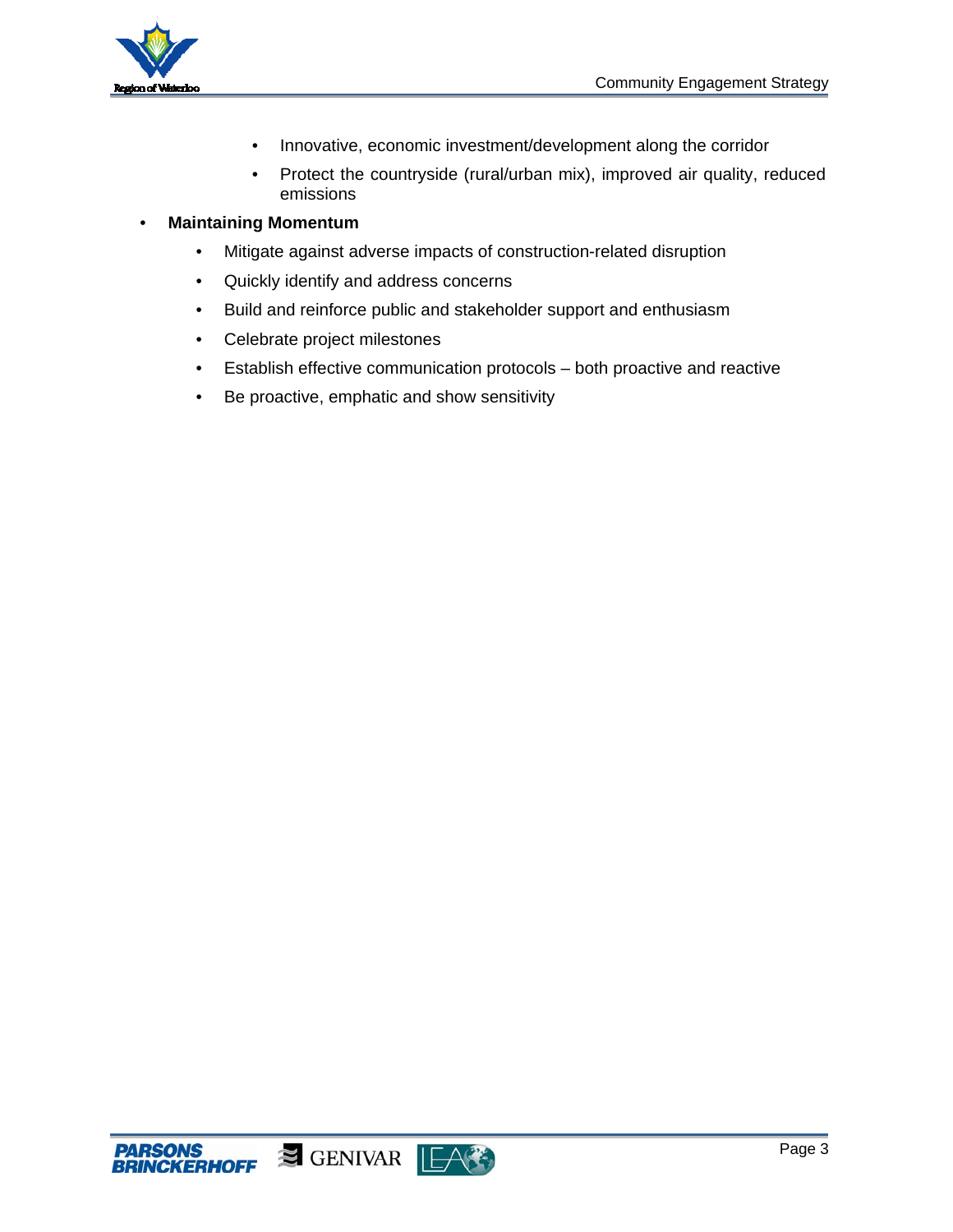- Innovative, economic investment/development along the corridor
    - Protect the countryside (rural/urban mix), improved air quality, reduced emissions

- **Maintaining Momentum**
  - Mitigate against adverse impacts of construction-related disruption
  - Quickly identify and address concerns
  - Build and reinforce public and stakeholder support and enthusiasm
  - Celebrate project milestones
  - Establish effective communication protocols – both proactive and reactive
  - Be proactive, emphatic and show sensitivity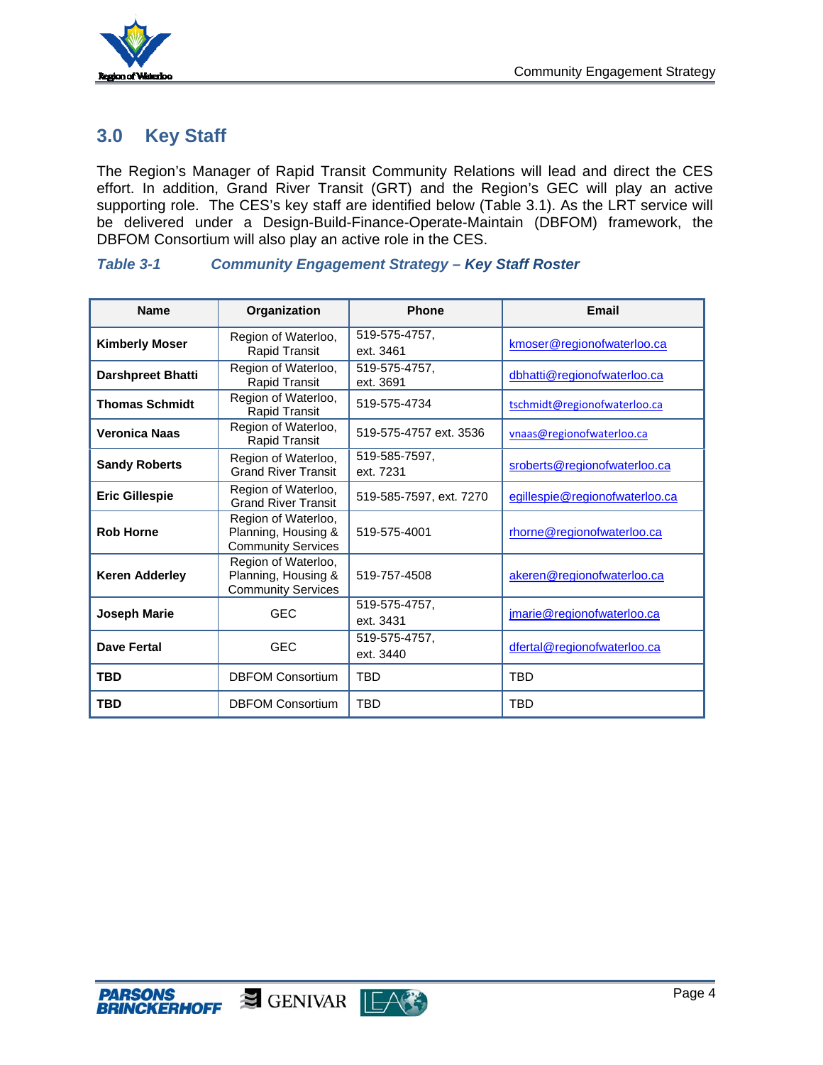## 3.0 Key Staff

The Region's Manager of Rapid Transit Community Relations will lead and direct the CES effort. In addition, Grand River Transit (GRT) and the Region's GEC will play an active supporting role. The CES's key staff are identified below (Table 3.1). As the LRT service will be delivered under a Design-Build-Finance-Operate-Maintain (DBFOM) framework, the DBFOM Consortium will also play an active role in the CES.

***Table 3-1 Community Engagement Strategy – Key Staff Roster***

| Name | Organization | Phone | Email |
|---|---|---|---|
| **Kimberly Moser** | Region of Waterloo, Rapid Transit | 519-575-4757, ext. 3461 | kmoser@regionofwaterloo.ca |
| **Darshpreet Bhatti** | Region of Waterloo, Rapid Transit | 519-575-4757, ext. 3691 | dbhatti@regionofwaterloo.ca |
| **Thomas Schmidt** | Region of Waterloo, Rapid Transit | 519-575-4734 | tschmidt@regionofwaterloo.ca |
| **Veronica Naas** | Region of Waterloo, Rapid Transit | 519-575-4757 ext. 3536 | vnaas@regionofwaterloo.ca |
| **Sandy Roberts** | Region of Waterloo, Grand River Transit | 519-585-7597, ext. 7231 | sroberts@regionofwaterloo.ca |
| **Eric Gillespie** | Region of Waterloo, Grand River Transit | 519-585-7597, ext. 7270 | egillespie@regionofwaterloo.ca |
| **Rob Horne** | Region of Waterloo, Planning, Housing & Community Services | 519-575-4001 | rhorne@regionofwaterloo.ca |
| **Keren Adderley** | Region of Waterloo, Planning, Housing & Community Services | 519-757-4508 | akeren@regionofwaterloo.ca |
| **Joseph Marie** | GEC | 519-575-4757, ext. 3431 | jmarie@regionofwaterloo.ca |
| **Dave Fertal** | GEC | 519-575-4757, ext. 3440 | dfertal@regionofwaterloo.ca |
| **TBD** | DBFOM Consortium | TBD | TBD |
| **TBD** | DBFOM Consortium | TBD | TBD |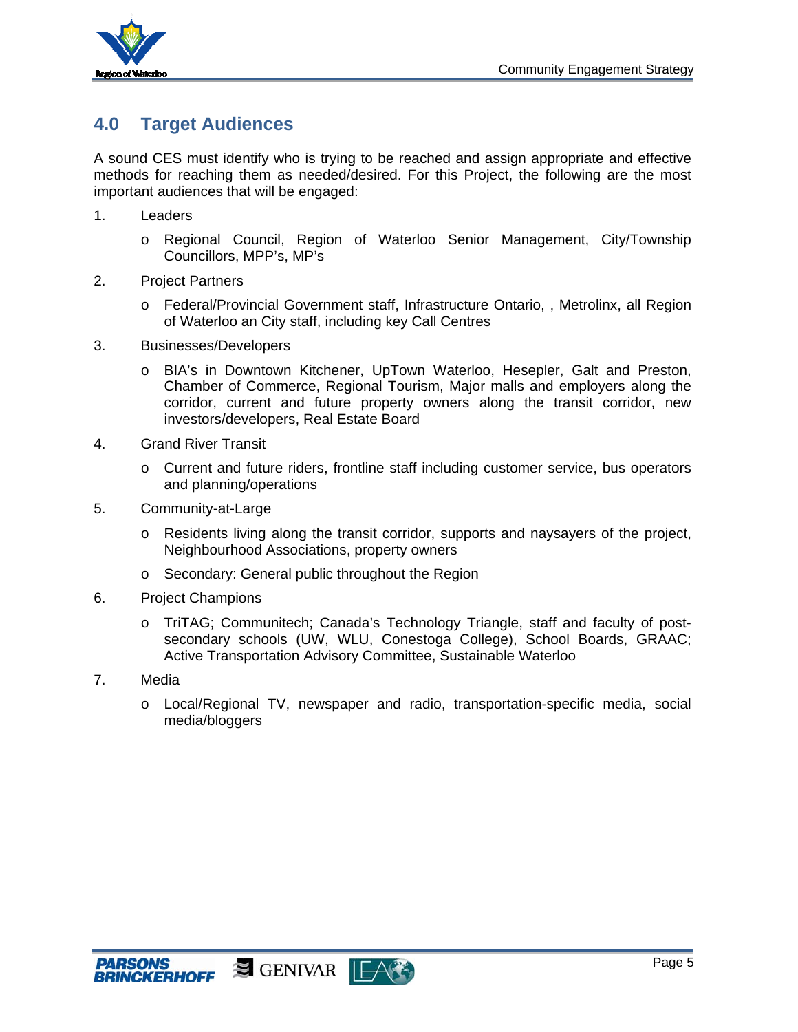## 4.0 Target Audiences

A sound CES must identify who is trying to be reached and assign appropriate and effective methods for reaching them as needed/desired. For this Project, the following are the most important audiences that will be engaged:

1. Leaders
   - Regional Council, Region of Waterloo Senior Management, City/Township Councillors, MPP's, MP's
2. Project Partners
   - Federal/Provincial Government staff, Infrastructure Ontario, , Metrolinx, all Region of Waterloo an City staff, including key Call Centres
3. Businesses/Developers
   - BIA's in Downtown Kitchener, UpTown Waterloo, Hesepler, Galt and Preston, Chamber of Commerce, Regional Tourism, Major malls and employers along the corridor, current and future property owners along the transit corridor, new investors/developers, Real Estate Board
4. Grand River Transit
   - Current and future riders, frontline staff including customer service, bus operators and planning/operations
5. Community-at-Large
   - Residents living along the transit corridor, supports and naysayers of the project, Neighbourhood Associations, property owners
   - Secondary: General public throughout the Region
6. Project Champions
   - TriTAG; Communitech; Canada's Technology Triangle, staff and faculty of post-secondary schools (UW, WLU, Conestoga College), School Boards, GRAAC; Active Transportation Advisory Committee, Sustainable Waterloo
7. Media
   - Local/Regional TV, newspaper and radio, transportation-specific media, social media/bloggers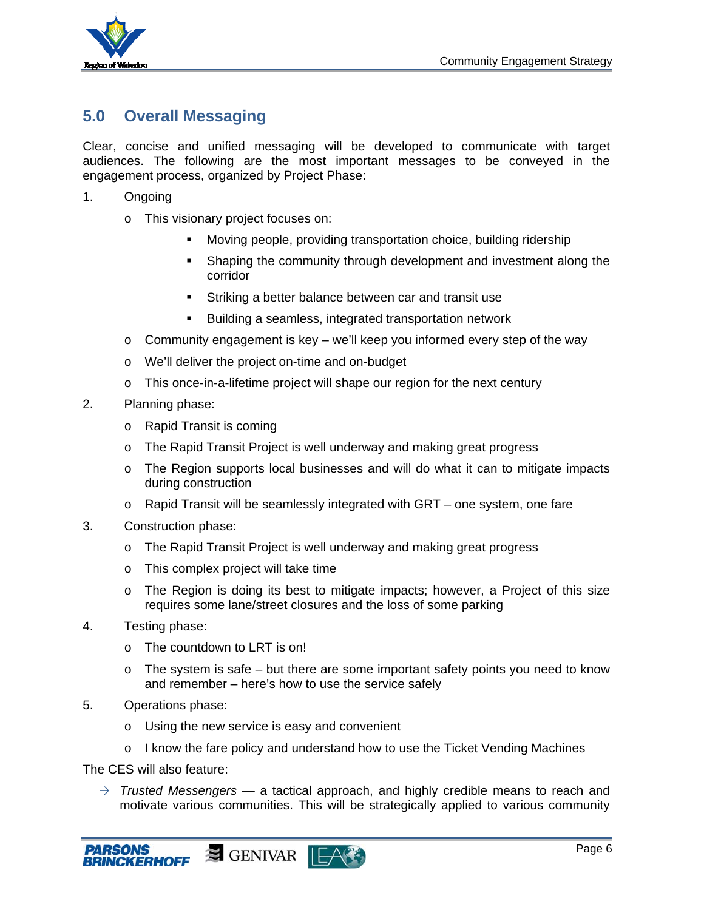## 5.0 Overall Messaging

Clear, concise and unified messaging will be developed to communicate with target audiences. The following are the most important messages to be conveyed in the engagement process, organized by Project Phase:

1. Ongoing
   - This visionary project focuses on:
     - Moving people, providing transportation choice, building ridership
     - Shaping the community through development and investment along the corridor
     - Striking a better balance between car and transit use
     - Building a seamless, integrated transportation network
   - Community engagement is key – we'll keep you informed every step of the way
   - We'll deliver the project on-time and on-budget
   - This once-in-a-lifetime project will shape our region for the next century
2. Planning phase:
   - Rapid Transit is coming
   - The Rapid Transit Project is well underway and making great progress
   - The Region supports local businesses and will do what it can to mitigate impacts during construction
   - Rapid Transit will be seamlessly integrated with GRT – one system, one fare
3. Construction phase:
   - The Rapid Transit Project is well underway and making great progress
   - This complex project will take time
   - The Region is doing its best to mitigate impacts; however, a Project of this size requires some lane/street closures and the loss of some parking
4. Testing phase:
   - The countdown to LRT is on!
   - The system is safe – but there are some important safety points you need to know and remember – here's how to use the service safely
5. Operations phase:
   - Using the new service is easy and convenient
   - I know the fare policy and understand how to use the Ticket Vending Machines

The CES will also feature:

- → *Trusted Messengers* — a tactical approach, and highly credible means to reach and motivate various communities. This will be strategically applied to various community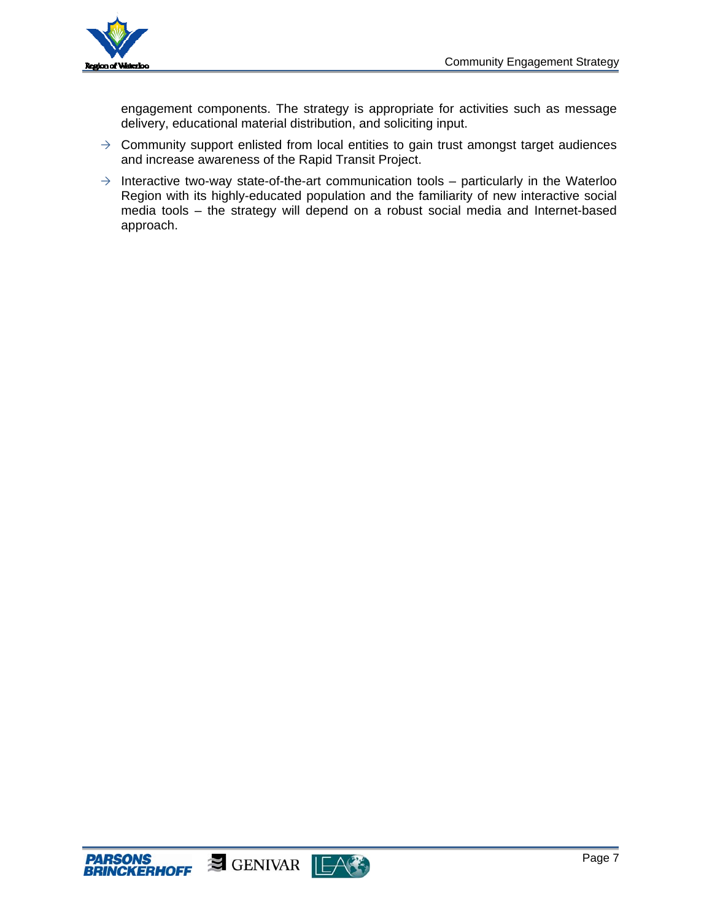engagement components. The strategy is appropriate for activities such as message delivery, educational material distribution, and soliciting input.

- → Community support enlisted from local entities to gain trust amongst target audiences and increase awareness of the Rapid Transit Project.
- → Interactive two-way state-of-the-art communication tools – particularly in the Waterloo Region with its highly-educated population and the familiarity of new interactive social media tools – the strategy will depend on a robust social media and Internet-based approach.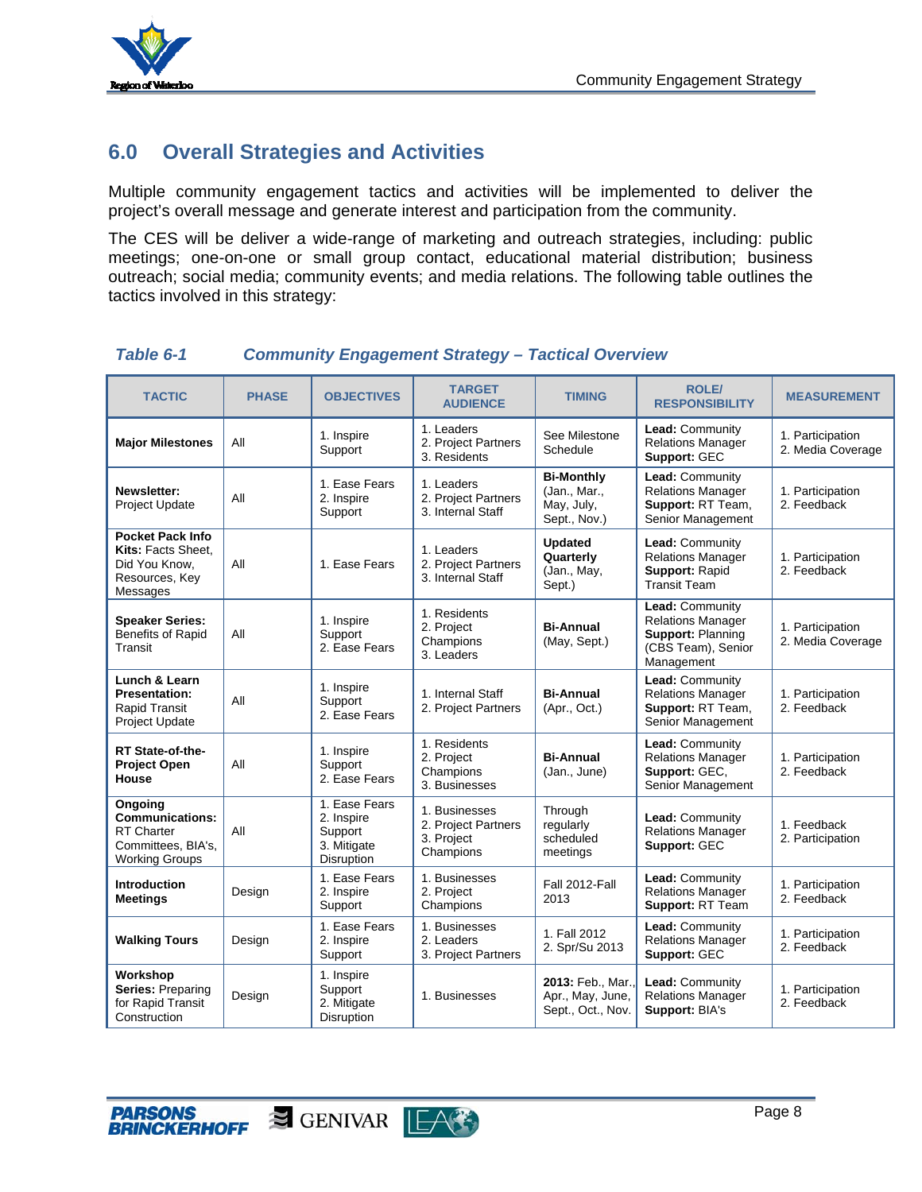## 6.0 Overall Strategies and Activities

Multiple community engagement tactics and activities will be implemented to deliver the project's overall message and generate interest and participation from the community.

The CES will be deliver a wide-range of marketing and outreach strategies, including: public meetings; one-on-one or small group contact, educational material distribution; business outreach; social media; community events; and media relations. The following table outlines the tactics involved in this strategy:

***Table 6-1 Community Engagement Strategy – Tactical Overview***

| TACTIC | PHASE | OBJECTIVES | TARGET AUDIENCE | TIMING | ROLE/ RESPONSIBILITY | MEASUREMENT |
|---|---|---|---|---|---|---|
| **Major Milestones** | All | 1. Inspire Support | 1. Leaders 2. Project Partners 3. Residents | See Milestone Schedule | **Lead:** Community Relations Manager **Support:** GEC | 1. Participation 2. Media Coverage |
| **Newsletter:** Project Update | All | 1. Ease Fears 2. Inspire Support | 1. Leaders 2. Project Partners 3. Internal Staff | **Bi-Monthly** (Jan., Mar., May, July, Sept., Nov.) | **Lead:** Community Relations Manager **Support:** RT Team, Senior Management | 1. Participation 2. Feedback |
| **Pocket Pack Info Kits:** Facts Sheet, Did You Know, Resources, Key Messages | All | 1. Ease Fears | 1. Leaders 2. Project Partners 3. Internal Staff | **Updated Quarterly** (Jan., May, Sept.) | **Lead:** Community Relations Manager **Support:** Rapid Transit Team | 1. Participation 2. Feedback |
| **Speaker Series:** Benefits of Rapid Transit | All | 1. Inspire Support 2. Ease Fears | 1. Residents 2. Project Champions 3. Leaders | **Bi-Annual** (May, Sept.) | **Lead:** Community Relations Manager **Support:** Planning (CBS Team), Senior Management | 1. Participation 2. Media Coverage |
| **Lunch & Learn Presentation:** Rapid Transit Project Update | All | 1. Inspire Support 2. Ease Fears | 1. Internal Staff 2. Project Partners | **Bi-Annual** (Apr., Oct.) | **Lead:** Community Relations Manager **Support:** RT Team, Senior Management | 1. Participation 2. Feedback |
| **RT State-of-the-Project Open House** | All | 1. Inspire Support 2. Ease Fears | 1. Residents 2. Project Champions 3. Businesses | **Bi-Annual** (Jan., June) | **Lead:** Community Relations Manager **Support:** GEC, Senior Management | 1. Participation 2. Feedback |
| **Ongoing Communications:** RT Charter Committees, BIA's, Working Groups | All | 1. Ease Fears 2. Inspire Support 3. Mitigate Disruption | 1. Businesses 2. Project Partners 3. Project Champions | Through regularly scheduled meetings | **Lead:** Community Relations Manager **Support:** GEC | 1. Feedback 2. Participation |
| **Introduction Meetings** | Design | 1. Ease Fears 2. Inspire Support | 1. Businesses 2. Project Champions | Fall 2012-Fall 2013 | **Lead:** Community Relations Manager **Support:** RT Team | 1. Participation 2. Feedback |
| **Walking Tours** | Design | 1. Ease Fears 2. Inspire Support | 1. Businesses 2. Leaders 3. Project Partners | 1. Fall 2012 2. Spr/Su 2013 | **Lead:** Community Relations Manager **Support:** GEC | 1. Participation 2. Feedback |
| **Workshop Series:** Preparing for Rapid Transit Construction | Design | 1. Inspire Support 2. Mitigate Disruption | 1. Businesses | **2013:** Feb., Mar., Apr., May, June, Sept., Oct., Nov. | **Lead:** Community Relations Manager **Support:** BIA's | 1. Participation 2. Feedback |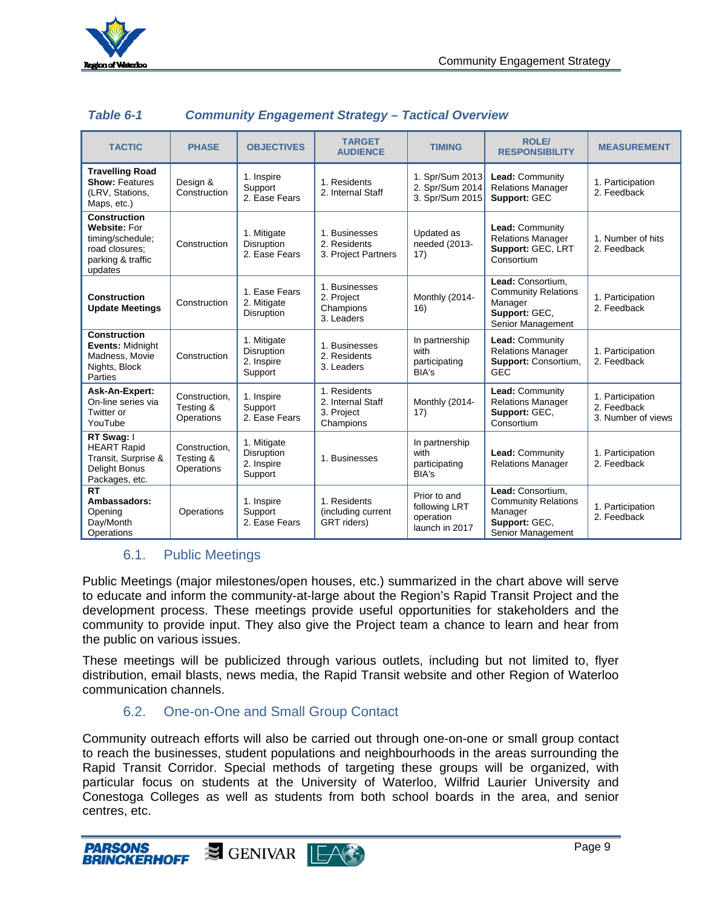*Table 6-1 Community Engagement Strategy – Tactical Overview*

| TACTIC | PHASE | OBJECTIVES | TARGET AUDIENCE | TIMING | ROLE/ RESPONSIBILITY | MEASUREMENT |
|---|---|---|---|---|---|---|
| **Travelling Road Show:** Features (LRV, Stations, Maps, etc.) | Design & Construction | 1. Inspire Support 2. Ease Fears | 1. Residents 2. Internal Staff | 1. Spr/Sum 2013 2. Spr/Sum 2014 3. Spr/Sum 2015 | **Lead:** Community Relations Manager **Support:** GEC | 1. Participation 2. Feedback |
| **Construction Website:** For timing/schedule; road closures; parking & traffic updates | Construction | 1. Mitigate Disruption 2. Ease Fears | 1. Businesses 2. Residents 3. Project Partners | Updated as needed (2013-17) | **Lead:** Community Relations Manager **Support:** GEC, LRT Consortium | 1. Number of hits 2. Feedback |
| **Construction Update Meetings** | Construction | 1. Ease Fears 2. Mitigate Disruption | 1. Businesses 2. Project Champions 3. Leaders | Monthly (2014-16) | **Lead:** Consortium, Community Relations Manager **Support:** GEC, Senior Management | 1. Participation 2. Feedback |
| **Construction Events:** Midnight Madness, Movie Nights, Block Parties | Construction | 1. Mitigate Disruption 2. Inspire Support | 1. Businesses 2. Residents 3. Leaders | In partnership with participating BIA's | **Lead:** Community Relations Manager **Support:** Consortium, GEC | 1. Participation 2. Feedback |
| **Ask-An-Expert:** On-line series via Twitter or YouTube | Construction, Testing & Operations | 1. Inspire Support 2. Ease Fears | 1. Residents 2. Internal Staff 3. Project Champions | Monthly (2014-17) | **Lead:** Community Relations Manager **Support:** GEC, Consortium | 1. Participation 2. Feedback 3. Number of views |
| **RT Swag:** I HEART Rapid Transit, Surprise & Delight Bonus Packages, etc. | Construction, Testing & Operations | 1. Mitigate Disruption 2. Inspire Support | 1. Businesses | In partnership with participating BIA's | **Lead:** Community Relations Manager | 1. Participation 2. Feedback |
| **RT Ambassadors:** Opening Day/Month Operations | Operations | 1. Inspire Support 2. Ease Fears | 1. Residents (including current GRT riders) | Prior to and following LRT operation launch in 2017 | **Lead:** Consortium, Community Relations Manager **Support:** GEC, Senior Management | 1. Participation 2. Feedback |

## 6.1. Public Meetings

Public Meetings (major milestones/open houses, etc.) summarized in the chart above will serve to educate and inform the community-at-large about the Region's Rapid Transit Project and the development process. These meetings provide useful opportunities for stakeholders and the community to provide input. They also give the Project team a chance to learn and hear from the public on various issues.

These meetings will be publicized through various outlets, including but not limited to, flyer distribution, email blasts, news media, the Rapid Transit website and other Region of Waterloo communication channels.

## 6.2. One-on-One and Small Group Contact

Community outreach efforts will also be carried out through one-on-one or small group contact to reach the businesses, student populations and neighbourhoods in the areas surrounding the Rapid Transit Corridor. Special methods of targeting these groups will be organized, with particular focus on students at the University of Waterloo, Wilfrid Laurier University and Conestoga Colleges as well as students from both school boards in the area, and senior centres, etc.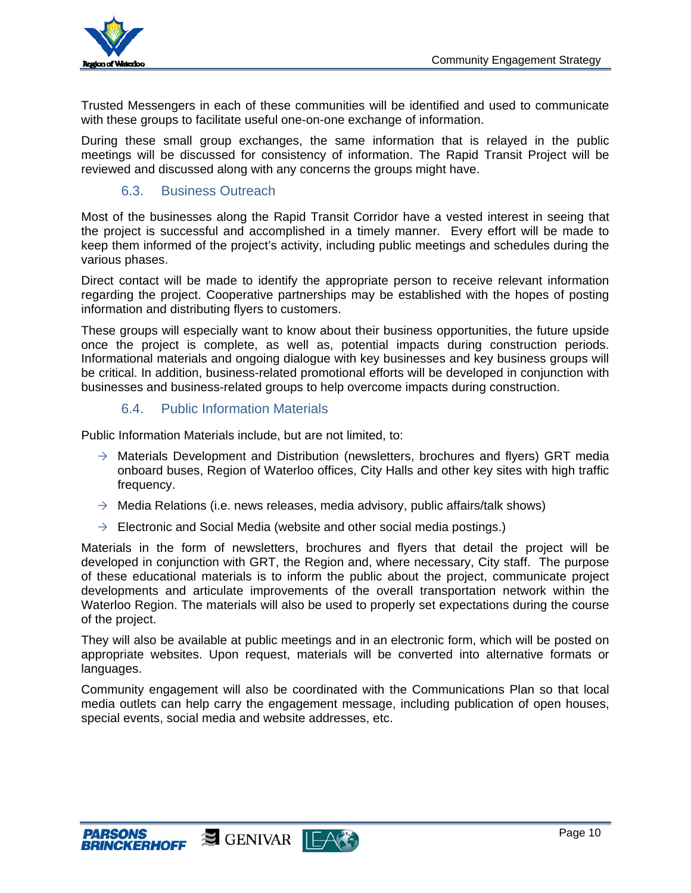Trusted Messengers in each of these communities will be identified and used to communicate with these groups to facilitate useful one-on-one exchange of information.

During these small group exchanges, the same information that is relayed in the public meetings will be discussed for consistency of information. The Rapid Transit Project will be reviewed and discussed along with any concerns the groups might have.

### 6.3. Business Outreach

Most of the businesses along the Rapid Transit Corridor have a vested interest in seeing that the project is successful and accomplished in a timely manner. Every effort will be made to keep them informed of the project's activity, including public meetings and schedules during the various phases.

Direct contact will be made to identify the appropriate person to receive relevant information regarding the project. Cooperative partnerships may be established with the hopes of posting information and distributing flyers to customers.

These groups will especially want to know about their business opportunities, the future upside once the project is complete, as well as, potential impacts during construction periods. Informational materials and ongoing dialogue with key businesses and key business groups will be critical. In addition, business-related promotional efforts will be developed in conjunction with businesses and business-related groups to help overcome impacts during construction.

### 6.4. Public Information Materials

Public Information Materials include, but are not limited, to:

- Materials Development and Distribution (newsletters, brochures and flyers) GRT media onboard buses, Region of Waterloo offices, City Halls and other key sites with high traffic frequency.
- Media Relations (i.e. news releases, media advisory, public affairs/talk shows)
- Electronic and Social Media (website and other social media postings.)

Materials in the form of newsletters, brochures and flyers that detail the project will be developed in conjunction with GRT, the Region and, where necessary, City staff. The purpose of these educational materials is to inform the public about the project, communicate project developments and articulate improvements of the overall transportation network within the Waterloo Region. The materials will also be used to properly set expectations during the course of the project.

They will also be available at public meetings and in an electronic form, which will be posted on appropriate websites. Upon request, materials will be converted into alternative formats or languages.

Community engagement will also be coordinated with the Communications Plan so that local media outlets can help carry the engagement message, including publication of open houses, special events, social media and website addresses, etc.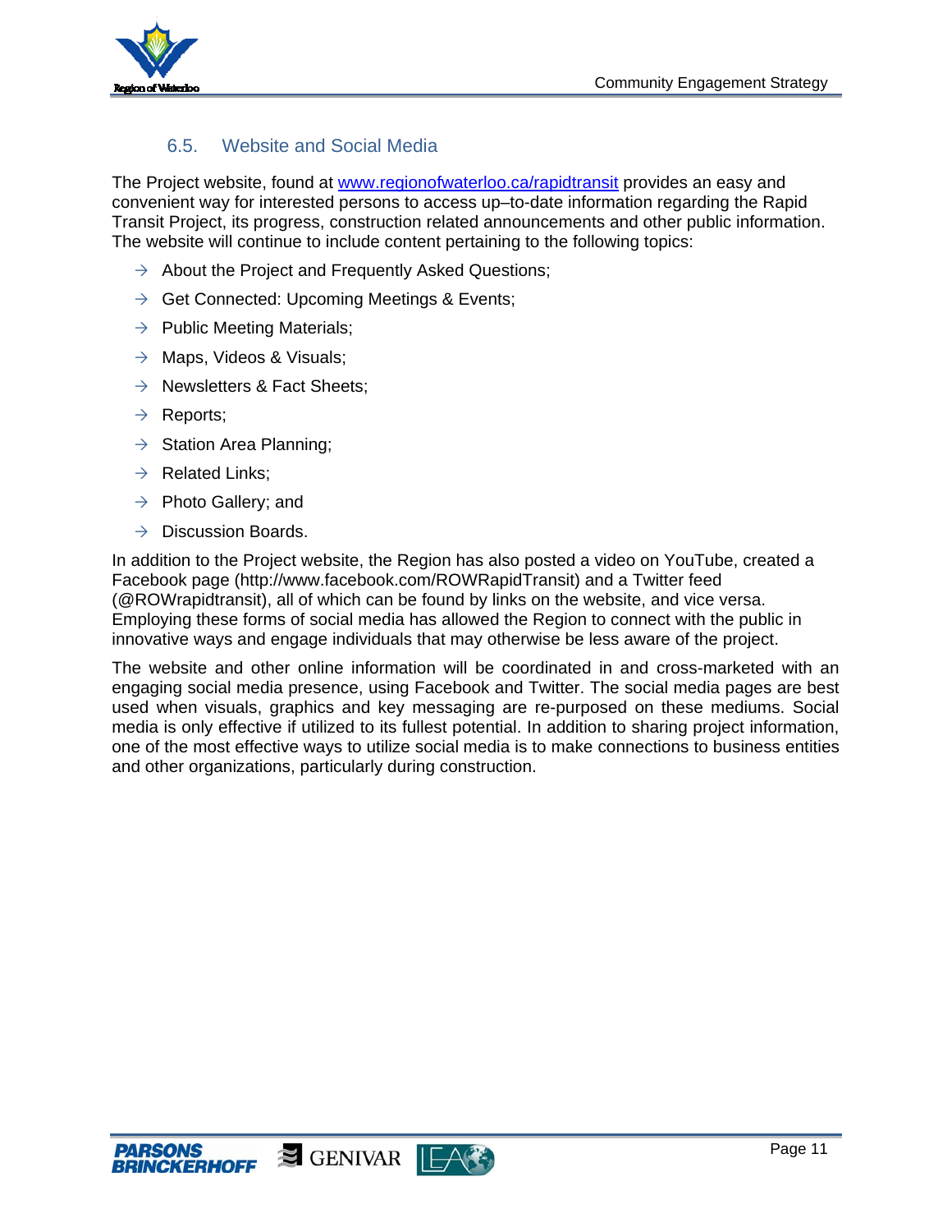## 6.5. Website and Social Media

The Project website, found at [www.regionofwaterloo.ca/rapidtransit](http://www.regionofwaterloo.ca/rapidtransit) provides an easy and convenient way for interested persons to access up–to-date information regarding the Rapid Transit Project, its progress, construction related announcements and other public information. The website will continue to include content pertaining to the following topics:

- About the Project and Frequently Asked Questions;
- Get Connected: Upcoming Meetings & Events;
- Public Meeting Materials;
- Maps, Videos & Visuals;
- Newsletters & Fact Sheets;
- Reports;
- Station Area Planning;
- Related Links;
- Photo Gallery; and
- Discussion Boards.

In addition to the Project website, the Region has also posted a video on YouTube, created a Facebook page (http://www.facebook.com/ROWRapidTransit) and a Twitter feed (@ROWrapidtransit), all of which can be found by links on the website, and vice versa. Employing these forms of social media has allowed the Region to connect with the public in innovative ways and engage individuals that may otherwise be less aware of the project.

The website and other online information will be coordinated in and cross-marketed with an engaging social media presence, using Facebook and Twitter. The social media pages are best used when visuals, graphics and key messaging are re-purposed on these mediums. Social media is only effective if utilized to its fullest potential. In addition to sharing project information, one of the most effective ways to utilize social media is to make connections to business entities and other organizations, particularly during construction.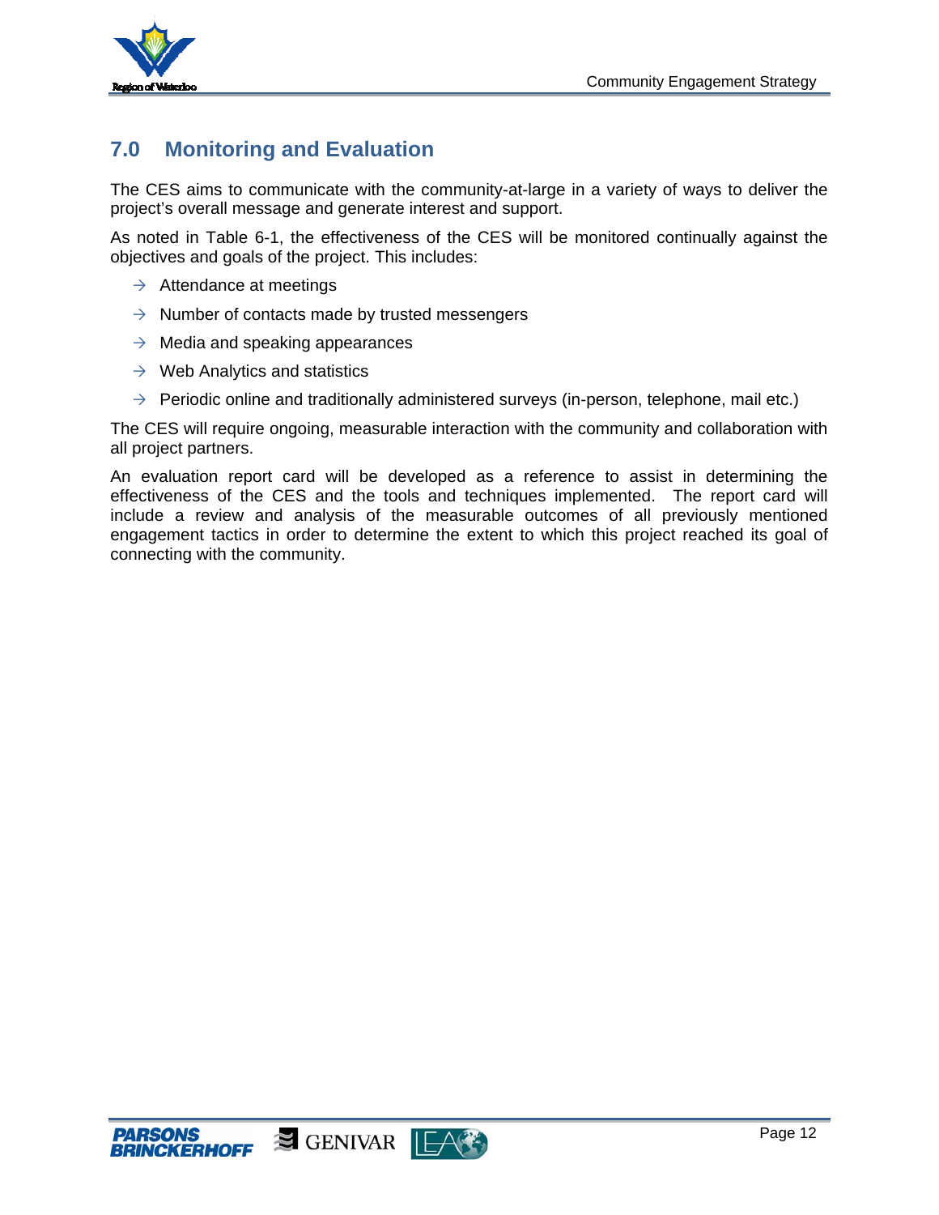## 7.0 Monitoring and Evaluation

The CES aims to communicate with the community-at-large in a variety of ways to deliver the project's overall message and generate interest and support.

As noted in Table 6-1, the effectiveness of the CES will be monitored continually against the objectives and goals of the project. This includes:

- Attendance at meetings
- Number of contacts made by trusted messengers
- Media and speaking appearances
- Web Analytics and statistics
- Periodic online and traditionally administered surveys (in-person, telephone, mail etc.)

The CES will require ongoing, measurable interaction with the community and collaboration with all project partners.

An evaluation report card will be developed as a reference to assist in determining the effectiveness of the CES and the tools and techniques implemented. The report card will include a review and analysis of the measurable outcomes of all previously mentioned engagement tactics in order to determine the extent to which this project reached its goal of connecting with the community.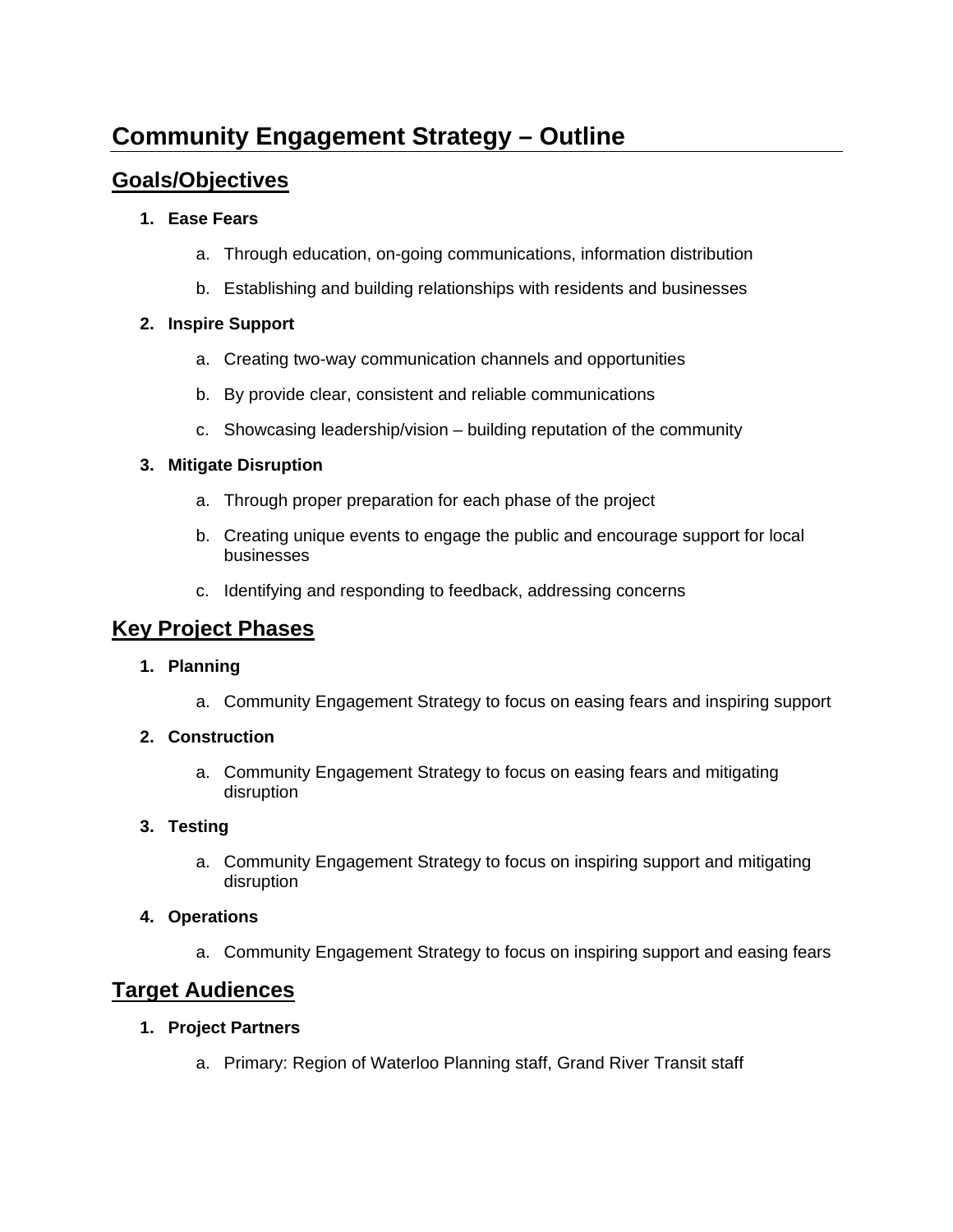# Community Engagement Strategy – Outline

## Goals/Objectives

1. **Ease Fears**
    a. Through education, on-going communications, information distribution
    b. Establishing and building relationships with residents and businesses
2. **Inspire Support**
    a. Creating two-way communication channels and opportunities
    b. By provide clear, consistent and reliable communications
    c. Showcasing leadership/vision – building reputation of the community
3. **Mitigate Disruption**
    a. Through proper preparation for each phase of the project
    b. Creating unique events to engage the public and encourage support for local businesses
    c. Identifying and responding to feedback, addressing concerns

## Key Project Phases

1. **Planning**
    a. Community Engagement Strategy to focus on easing fears and inspiring support
2. **Construction**
    a. Community Engagement Strategy to focus on easing fears and mitigating disruption
3. **Testing**
    a. Community Engagement Strategy to focus on inspiring support and mitigating disruption
4. **Operations**
    a. Community Engagement Strategy to focus on inspiring support and easing fears

## Target Audiences

1. **Project Partners**
    a. Primary: Region of Waterloo Planning staff, Grand River Transit staff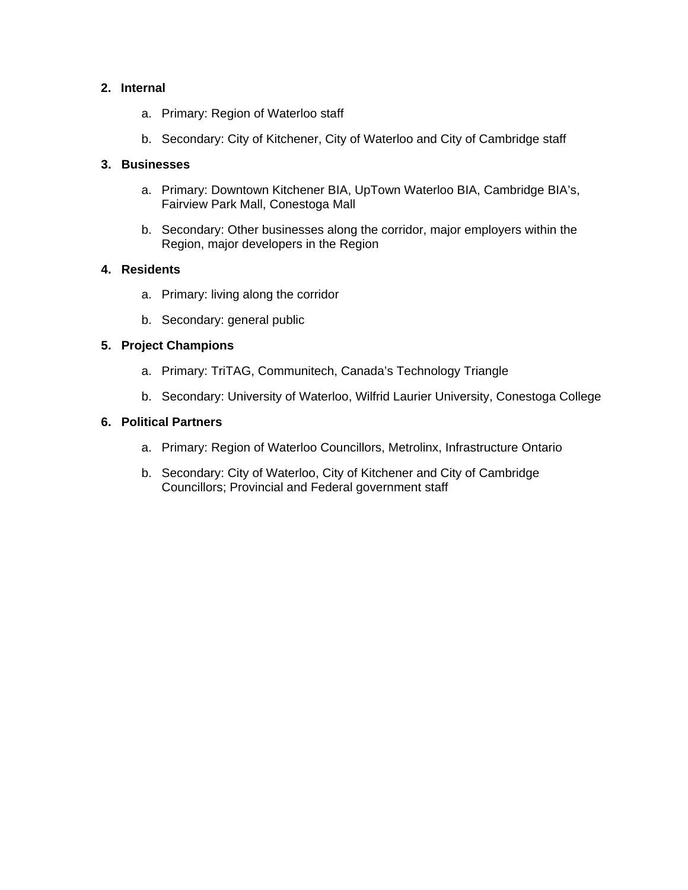2. **Internal**

   a. Primary: Region of Waterloo staff

   b. Secondary: City of Kitchener, City of Waterloo and City of Cambridge staff

3. **Businesses**

   a. Primary: Downtown Kitchener BIA, UpTown Waterloo BIA, Cambridge BIA's, Fairview Park Mall, Conestoga Mall

   b. Secondary: Other businesses along the corridor, major employers within the Region, major developers in the Region

4. **Residents**

   a. Primary: living along the corridor

   b. Secondary: general public

5. **Project Champions**

   a. Primary: TriTAG, Communitech, Canada's Technology Triangle

   b. Secondary: University of Waterloo, Wilfrid Laurier University, Conestoga College

6. **Political Partners**

   a. Primary: Region of Waterloo Councillors, Metrolinx, Infrastructure Ontario

   b. Secondary: City of Waterloo, City of Kitchener and City of Cambridge Councillors; Provincial and Federal government staff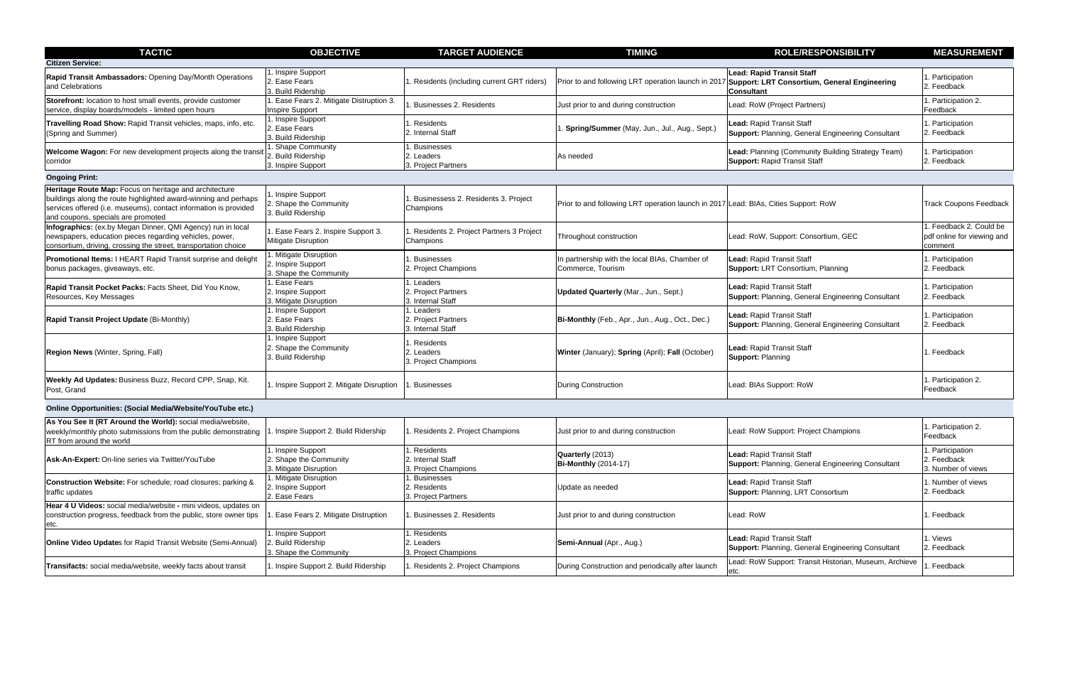| TACTIC | OBJECTIVE | TARGET AUDIENCE | TIMING | ROLE/RESPONSIBILITY | MEASUREMENT |
|---|---|---|---|---|---|
| **Citizen Service:** | | | | | |
| **Rapid Transit Ambassadors:** Opening Day/Month Operations and Celebrations | 1. Inspire Support 2. Ease Fears 3. Build Ridership | 1. Residents (including current GRT riders) | Prior to and following LRT operation launch in 2017 | **Lead: Rapid Transit Staff Support: LRT Consortium, General Engineering Consultant** | 1. Participation 2. Feedback |
| **Storefront:** location to host small events, provide customer service, display boards/models - limited open hours | 1. Ease Fears 2. Mitigate Distruption 3. Inspire Support | 1. Businesses 2. Residents | Just prior to and during construction | Lead: RoW (Project Partners) | 1. Participation 2. Feedback |
| **Travelling Road Show:** Rapid Transit vehicles, maps, info, etc. (Spring and Summer) | 1. Inspire Support 2. Ease Fears 3. Build Ridership | 1. Residents 2. Internal Staff | 1. **Spring/Summer** (May, Jun., Jul., Aug., Sept.) | **Lead:** Rapid Transit Staff **Support:** Planning, General Engineering Consultant | 1. Participation 2. Feedback |
| **Welcome Wagon:** For new development projects along the transit corridor | 1. Shape Community 2. Build Ridership 3. Inspire Support | 1. Businesses 2. Leaders 3. Project Partners | As needed | **Lead:** Planning (Community Building Strategy Team) **Support:** Rapid Transit Staff | 1. Participation 2. Feedback |
| **Ongoing Print:** | | | | | |
| **Heritage Route Map:** Focus on heritage and architecture buildings along the route highlighted award-winning and perhaps services offered (i.e. museums), contact information is provided and coupons, specials are promoted | 1. Inspire Support 2. Shape the Community 3. Build Ridership | 1. Businessess 2. Residents 3. Project Champions | Prior to and following LRT operation launch in 2017 | Lead: BIAs, Cities Support: RoW | Track Coupons Feedback |
| **Infographics:** (ex.by Megan Dinner, QMI Agency) run in local newspapers, education pieces regarding vehicles, power, consortium, driving, crossing the street, transportation choice | 1. Ease Fears 2. Inspire Support 3. Mitigate Disruption | 1. Residents 2. Project Partners 3 Project Champions | Throughout construction | Lead: RoW, Support: Consortium, GEC | 1. Feedback 2. Could be pdf online for viewing and comment |
| **Promotional Items:** I HEART Rapid Transit surprise and delight bonus packages, giveaways, etc. | 1. Mitigate Disruption 2. Inspire Support 3. Shape the Community | 1. Businesses 2. Project Champions | In partnership with the local BIAs, Chamber of Commerce, Tourism | **Lead:** Rapid Transit Staff **Support:** LRT Consortium, Planning | 1. Participation 2. Feedback |
| **Rapid Transit Pocket Packs:** Facts Sheet, Did You Know, Resources, Key Messages | 1. Ease Fears 2. Inspire Support 3. Mitigate Disruption | 1. Leaders 2. Project Partners 3. Internal Staff | **Updated Quarterly** (Mar., Jun., Sept.) | **Lead:** Rapid Transit Staff **Support:** Planning, General Engineering Consultant | 1. Participation 2. Feedback |
| **Rapid Transit Project Update** (Bi-Monthly) | 1. Inspire Support 2. Ease Fears 3. Build Ridership | 1. Leaders 2. Project Partners 3. Internal Staff | **Bi-Monthly** (Feb., Apr., Jun., Aug., Oct., Dec.) | **Lead:** Rapid Transit Staff **Support:** Planning, General Engineering Consultant | 1. Participation 2. Feedback |
| **Region News** (Winter, Spring, Fall) | 1. Inspire Support 2. Shape the Community 3. Build Ridership | 1. Residents 2. Leaders 3. Project Champions | **Winter** (January); **Spring** (April); **Fall** (October) | **Lead:** Rapid Transit Staff **Support:** Planning | 1. Feedback |
| **Weekly Ad Updates:** Business Buzz, Record CPP, Snap, Kit. Post, Grand | 1. Inspire Support 2. Mitigate Disruption | 1. Businesses | During Construction | Lead: BIAs Support: RoW | 1. Participation 2. Feedback |
| **Online Opportunities: (Social Media/Website/YouTube etc.)** | | | | | |
| **As You See It (RT Around the World):** social media/website, weekly/monthly photo submissions from the public demonstrating RT from around the world | 1. Inspire Support 2. Build Ridership | 1. Residents 2. Project Champions | Just prior to and during construction | Lead: RoW Support: Project Champions | 1. Participation 2. Feedback |
| **Ask-An-Expert:** On-line series via Twitter/YouTube | 1. Inspire Support 2. Shape the Community 3. Mitigate Disruption | 1. Residents 2. Internal Staff 3. Project Champions | **Quarterly** (2013) **Bi-Monthly** (2014-17) | **Lead:** Rapid Transit Staff **Support:** Planning, General Engineering Consultant | 1. Participation 2. Feedback 3. Number of views |
| **Construction Website:** For schedule; road closures; parking & traffic updates | 1. Mitigate Disruption 2. Inspire Support 2. Ease Fears | 1. Businesses 2. Residents 3. Project Partners | Update as needed | **Lead:** Rapid Transit Staff **Support:** Planning, LRT Consortium | 1. Number of views 2. Feedback |
| **Hear 4 U Videos:** social media/website - mini videos, updates on construction progress, feedback from the public, store owner tips etc. | 1. Ease Fears 2. Mitigate Distruption | 1. Businesses 2. Residents | Just prior to and during construction | Lead: RoW | 1. Feedback |
| **Online Video Update**s for Rapid Transit Website (Semi-Annual) | 1. Inspire Support 2. Build Ridership 3. Shape the Community | 1. Residents 2. Leaders 3. Project Champions | **Semi-Annual** (Apr., Aug.) | **Lead:** Rapid Transit Staff **Support:** Planning, General Engineering Consultant | 1. Views 2. Feedback |
| **Transifacts:** social media/website, weekly facts about transit | 1. Inspire Support 2. Build Ridership | 1. Residents 2. Project Champions | During Construction and periodically after launch | Lead: RoW Support: Transit Historian, Museum, Archieve etc. | 1. Feedback |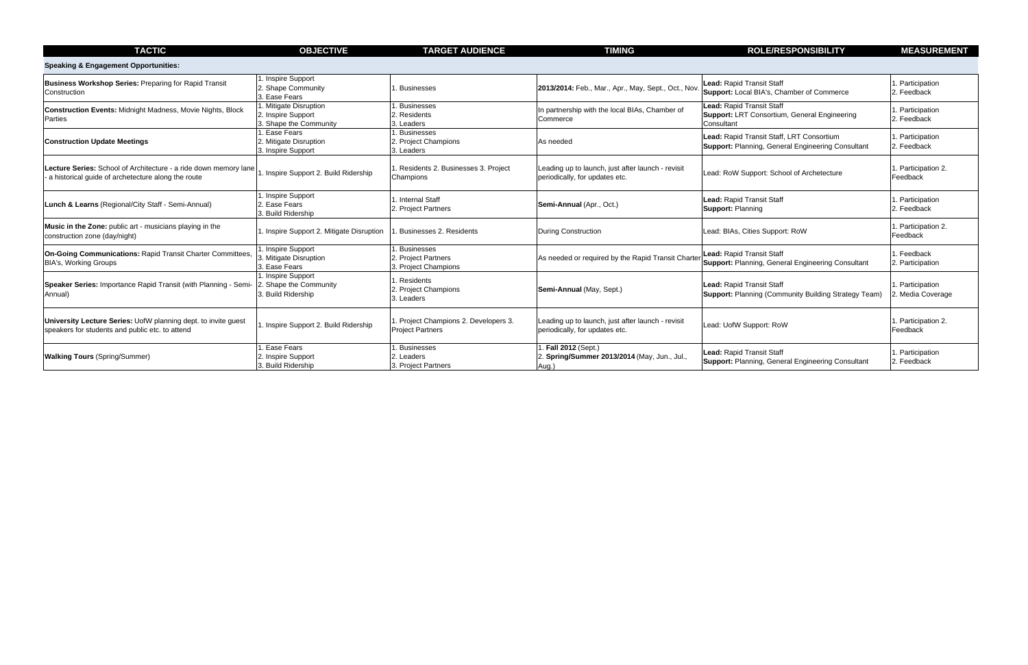| TACTIC | OBJECTIVE | TARGET AUDIENCE | TIMING | ROLE/RESPONSIBILITY | MEASUREMENT |
|---|---|---|---|---|---|
| **Speaking & Engagement Opportunities:** | | | | | |
| **Business Workshop Series:** Preparing for Rapid Transit Construction | 1. Inspire Support<br>2. Shape Community<br>3. Ease Fears | 1. Businesses | **2013/2014:** Feb., Mar., Apr., May, Sept., Oct., Nov. | **Lead:** Rapid Transit Staff<br>**Support:** Local BIA's, Chamber of Commerce | 1. Participation<br>2. Feedback |
| **Construction Events:** Midnight Madness, Movie Nights, Block Parties | 1. Mitigate Disruption<br>2. Inspire Support<br>3. Shape the Community | 1. Businesses<br>2. Residents<br>3. Leaders | In partnership with the local BIAs, Chamber of Commerce | **Lead:** Rapid Transit Staff<br>**Support:** LRT Consortium, General Engineering Consultant | 1. Participation<br>2. Feedback |
| **Construction Update Meetings** | 1. Ease Fears<br>2. Mitigate Disruption<br>3. Inspire Support | 1. Businesses<br>2. Project Champions<br>3. Leaders | As needed | **Lead:** Rapid Transit Staff, LRT Consortium<br>**Support:** Planning, General Engineering Consultant | 1. Participation<br>2. Feedback |
| **Lecture Series:** School of Architecture - a ride down memory lane - a historical guide of archetecture along the route | 1. Inspire Support 2. Build Ridership | 1. Residents 2. Businesses 3. Project Champions | Leading up to launch, just after launch - revisit periodically, for updates etc. | Lead: RoW Support: School of Archetecture | 1. Participation 2. Feedback |
| **Lunch & Learns** (Regional/City Staff - Semi-Annual) | 1. Inspire Support<br>2. Ease Fears<br>3. Build Ridership | 1. Internal Staff<br>2. Project Partners | **Semi-Annual** (Apr., Oct.) | **Lead:** Rapid Transit Staff<br>**Support:** Planning | 1. Participation<br>2. Feedback |
| **Music in the Zone:** public art - musicians playing in the construction zone (day/night) | 1. Inspire Support 2. Mitigate Disruption | 1. Businesses 2. Residents | During Construction | Lead: BIAs, Cities Support: RoW | 1. Participation 2. Feedback |
| **On-Going Communications:** Rapid Transit Charter Committees, BIA's, Working Groups | 1. Inspire Support<br>3. Mitigate Disruption<br>3. Ease Fears | 1. Businesses<br>2. Project Partners<br>3. Project Champions | As needed or required by the Rapid Transit Charter | **Lead:** Rapid Transit Staff<br>**Support:** Planning, General Engineering Consultant | 1. Feedback<br>2. Participation |
| **Speaker Series:** Importance Rapid Transit (with Planning - Semi-Annual) | 1. Inspire Support<br>2. Shape the Community<br>3. Build Ridership | 1. Residents<br>2. Project Champions<br>3. Leaders | **Semi-Annual** (May, Sept.) | **Lead:** Rapid Transit Staff<br>**Support:** Planning (Community Building Strategy Team) | 1. Participation<br>2. Media Coverage |
| **University Lecture Series:** UofW planning dept. to invite guest speakers for students and public etc. to attend | 1. Inspire Support 2. Build Ridership | 1. Project Champions 2. Developers 3. Project Partners | Leading up to launch, just after launch - revisit periodically, for updates etc. | Lead: UofW Support: RoW | 1. Participation 2. Feedback |
| **Walking Tours** (Spring/Summer) | 1. Ease Fears<br>2. Inspire Support<br>3. Build Ridership | 1. Businesses<br>2. Leaders<br>3. Project Partners | 1. **Fall 2012** (Sept.)<br>2. **Spring/Summer 2013/2014** (May, Jun., Jul., Aug.) | **Lead:** Rapid Transit Staff<br>**Support:** Planning, General Engineering Consultant | 1. Participation<br>2. Feedback |